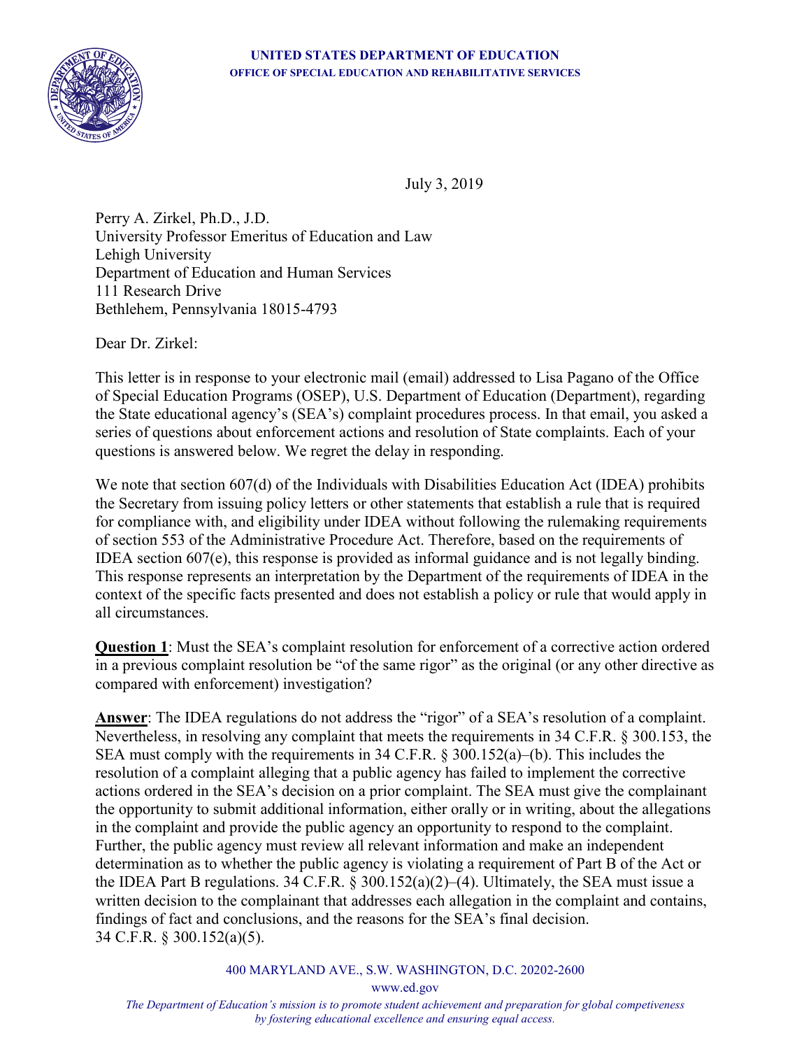**UNITED STATES DEPARTMENT OF EDUCATION**
**OFFICE OF SPECIAL EDUCATION AND REHABILITATIVE SERVICES**

July 3, 2019

Perry A. Zirkel, Ph.D., J.D.
University Professor Emeritus of Education and Law
Lehigh University
Department of Education and Human Services
111 Research Drive
Bethlehem, Pennsylvania 18015-4793

Dear Dr. Zirkel:

This letter is in response to your electronic mail (email) addressed to Lisa Pagano of the Office of Special Education Programs (OSEP), U.S. Department of Education (Department), regarding the State educational agency's (SEA's) complaint procedures process. In that email, you asked a series of questions about enforcement actions and resolution of State complaints. Each of your questions is answered below. We regret the delay in responding.

We note that section 607(d) of the Individuals with Disabilities Education Act (IDEA) prohibits the Secretary from issuing policy letters or other statements that establish a rule that is required for compliance with, and eligibility under IDEA without following the rulemaking requirements of section 553 of the Administrative Procedure Act. Therefore, based on the requirements of IDEA section 607(e), this response is provided as informal guidance and is not legally binding. This response represents an interpretation by the Department of the requirements of IDEA in the context of the specific facts presented and does not establish a policy or rule that would apply in all circumstances.

**Question 1**: Must the SEA's complaint resolution for enforcement of a corrective action ordered in a previous complaint resolution be "of the same rigor" as the original (or any other directive as compared with enforcement) investigation?

**Answer**: The IDEA regulations do not address the "rigor" of a SEA's resolution of a complaint. Nevertheless, in resolving any complaint that meets the requirements in 34 C.F.R. § 300.153, the SEA must comply with the requirements in 34 C.F.R. § 300.152(a)–(b). This includes the resolution of a complaint alleging that a public agency has failed to implement the corrective actions ordered in the SEA's decision on a prior complaint. The SEA must give the complainant the opportunity to submit additional information, either orally or in writing, about the allegations in the complaint and provide the public agency an opportunity to respond to the complaint. Further, the public agency must review all relevant information and make an independent determination as to whether the public agency is violating a requirement of Part B of the Act or the IDEA Part B regulations. 34 C.F.R. § 300.152(a)(2)–(4). Ultimately, the SEA must issue a written decision to the complainant that addresses each allegation in the complaint and contains, findings of fact and conclusions, and the reasons for the SEA's final decision. 34 C.F.R. § 300.152(a)(5).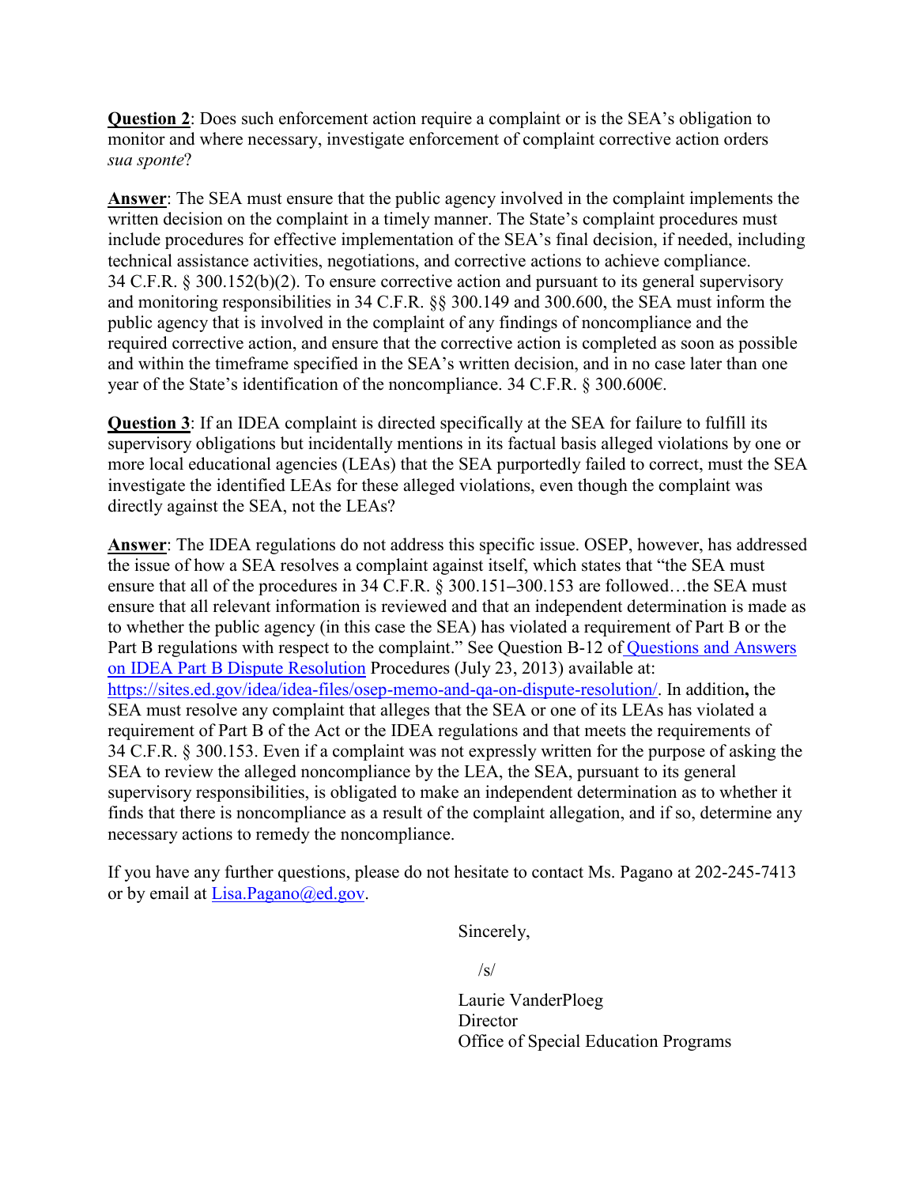**Question 2**: Does such enforcement action require a complaint or is the SEA's obligation to monitor and where necessary, investigate enforcement of complaint corrective action orders *sua sponte*?

**Answer**: The SEA must ensure that the public agency involved in the complaint implements the written decision on the complaint in a timely manner. The State's complaint procedures must include procedures for effective implementation of the SEA's final decision, if needed, including technical assistance activities, negotiations, and corrective actions to achieve compliance. 34 C.F.R. § 300.152(b)(2). To ensure corrective action and pursuant to its general supervisory and monitoring responsibilities in 34 C.F.R. §§ 300.149 and 300.600, the SEA must inform the public agency that is involved in the complaint of any findings of noncompliance and the required corrective action, and ensure that the corrective action is completed as soon as possible and within the timeframe specified in the SEA's written decision, and in no case later than one year of the State's identification of the noncompliance. 34 C.F.R. § 300.600€.

**Question 3**: If an IDEA complaint is directed specifically at the SEA for failure to fulfill its supervisory obligations but incidentally mentions in its factual basis alleged violations by one or more local educational agencies (LEAs) that the SEA purportedly failed to correct, must the SEA investigate the identified LEAs for these alleged violations, even though the complaint was directly against the SEA, not the LEAs?

**Answer**: The IDEA regulations do not address this specific issue. OSEP, however, has addressed the issue of how a SEA resolves a complaint against itself, which states that "the SEA must ensure that all of the procedures in 34 C.F.R. § 300.151–300.153 are followed…the SEA must ensure that all relevant information is reviewed and that an independent determination is made as to whether the public agency (in this case the SEA) has violated a requirement of Part B or the Part B regulations with respect to the complaint." See Question B-12 of [Questions and Answers on IDEA Part B Dispute Resolution](https://sites.ed.gov/idea/idea-files/osep-memo-and-qa-on-dispute-resolution/) Procedures (July 23, 2013) available at: https://sites.ed.gov/idea/idea-files/osep-memo-and-qa-on-dispute-resolution/. In addition**,** the SEA must resolve any complaint that alleges that the SEA or one of its LEAs has violated a requirement of Part B of the Act or the IDEA regulations and that meets the requirements of 34 C.F.R. § 300.153. Even if a complaint was not expressly written for the purpose of asking the SEA to review the alleged noncompliance by the LEA, the SEA, pursuant to its general supervisory responsibilities, is obligated to make an independent determination as to whether it finds that there is noncompliance as a result of the complaint allegation, and if so, determine any necessary actions to remedy the noncompliance.

If you have any further questions, please do not hesitate to contact Ms. Pagano at 202-245-7413 or by email at Lisa.Pagano@ed.gov.

Sincerely,

/s/

Laurie VanderPloeg
Director
Office of Special Education Programs